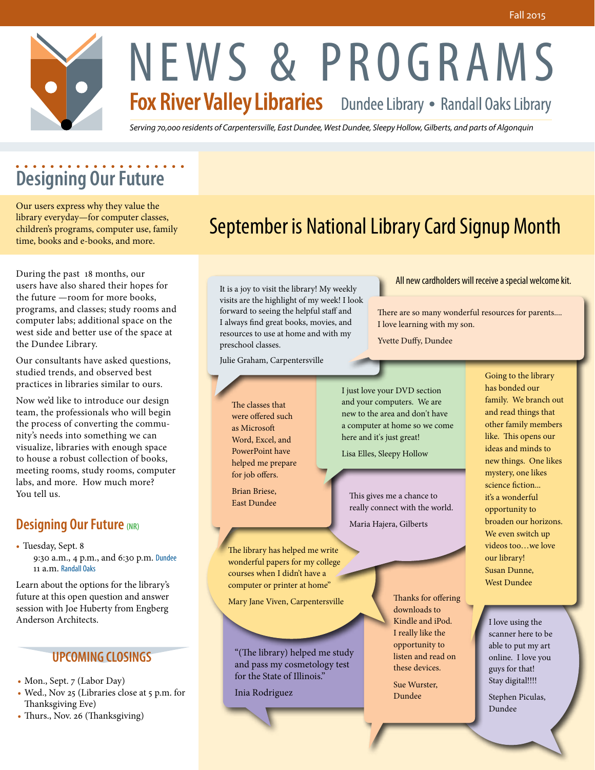Fall 2015

# NEWS & PROGRAMS

**Fox River Valley Libraries** Dundee Library • Randall Oaks Library

*Serving 70,000 residents of Carpentersville, East Dundee, West Dundee, Sleepy Hollow, Gilberts, and parts of Algonquin*

## Designing Our Future

Our users express why they value the library everyday—for computer classes, children's programs, computer use, family time, books and e-books, and more.

During the past 18 months, our users have also shared their hopes for the future —room for more books, programs, and classes; study rooms and computer labs; additional space on the west side and better use of the space at the Dundee Library.

Our consultants have asked questions, studied trends, and observed best practices in libraries similar to ours.

Now we'd like to introduce our design team, the professionals who will begin the process of converting the community's needs into something we can visualize, libraries with enough space to house a robust collection of books, meeting rooms, study rooms, computer labs, and more. How much more? You tell us.

### Designing Our Future (NR)

- Tuesday, Sept. 8
  9:30 a.m., 4 p.m., and 6:30 p.m. Dundee
  11 a.m. Randall Oaks

Learn about the options for the library's future at this open question and answer session with Joe Huberty from Engberg Anderson Architects.

### UPCOMING CLOSINGS

- Mon., Sept. 7 (Labor Day)
- Wed., Nov 25 (Libraries close at 5 p.m. for Thanksgiving Eve)
- Thurs., Nov. 26 (Thanksgiving)

## September is National Library Card Signup Month

All new cardholders will receive a special welcome kit.

It is a joy to visit the library! My weekly visits are the highlight of my week! I look forward to seeing the helpful staff and I always find great books, movies, and resources to use at home and with my preschool classes.

Julie Graham, Carpentersville

There are so many wonderful resources for parents.... I love learning with my son.

Yvette Duffy, Dundee

The classes that were offered such as Microsoft Word, Excel, and PowerPoint have helped me prepare for job offers.

Brian Briese, East Dundee

I just love your DVD section and your computers. We are new to the area and don't have a computer at home so we come here and it's just great!

Lisa Elles, Sleepy Hollow

Going to the library has bonded our family. We branch out and read things that other family members like. This opens our ideas and minds to new things. One likes mystery, one likes science fiction... it's a wonderful opportunity to broaden our horizons. We even switch up videos too…we love our library!

Susan Dunne, West Dundee

This gives me a chance to really connect with the world.

Maria Hajera, Gilberts

The library has helped me write wonderful papers for my college courses when I didn't have a computer or printer at home"

Mary Jane Viven, Carpentersville

"(The library) helped me study and pass my cosmetology test for the State of Illinois."

Inia Rodriguez

Thanks for offering downloads to Kindle and iPod. I really like the opportunity to listen and read on these devices.

Sue Wurster, Dundee

I love using the scanner here to be able to put my art online. I love you guys for that! Stay digital!!!!

Stephen Piculas, Dundee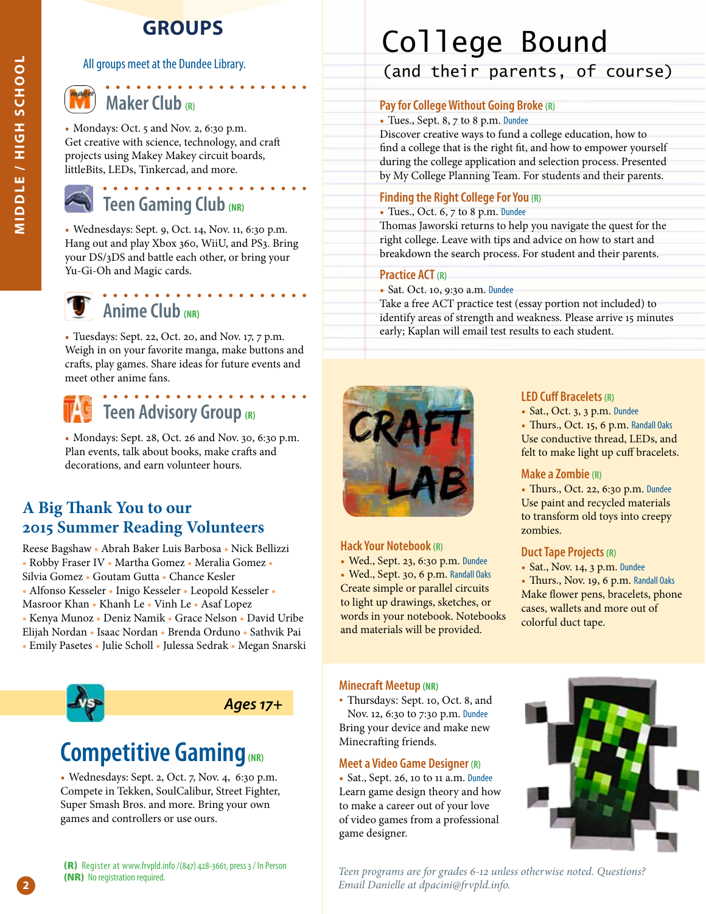MIDDLE / HIGH SCHOOL

# GROUPS

All groups meet at the Dundee Library.

## Maker Club (R)

- Mondays: Oct. 5 and Nov. 2, 6:30 p.m.

Get creative with science, technology, and craft projects using Makey Makey circuit boards, littleBits, LEDs, Tinkercad, and more.

## Teen Gaming Club (NR)

- Wednesdays: Sept. 9, Oct. 14, Nov. 11, 6:30 p.m.

Hang out and play Xbox 360, WiiU, and PS3. Bring your DS/3DS and battle each other, or bring your Yu-Gi-Oh and Magic cards.

## Anime Club (NR)

- Tuesdays: Sept. 22, Oct. 20, and Nov. 17, 7 p.m.

Weigh in on your favorite manga, make buttons and crafts, play games. Share ideas for future events and meet other anime fans.

## Teen Advisory Group (R)

- Mondays: Sept. 28, Oct. 26 and Nov. 30, 6:30 p.m.

Plan events, talk about books, make crafts and decorations, and earn volunteer hours.

## A Big Thank You to our 2015 Summer Reading Volunteers

Reese Bagshaw • Abrah Baker Luis Barbosa • Nick Bellizzi • Robby Fraser IV • Martha Gomez • Meralia Gomez • Silvia Gomez • Goutam Gutta • Chance Kesler • Alfonso Kesseler • Inigo Kesseler • Leopold Kesseler • Masroor Khan • Khanh Le • Vinh Le • Asaf Lopez • Kenya Munoz • Deniz Namik • Grace Nelson • David Uribe Elijah Nordan • Isaac Nordan • Brenda Orduno • Sathvik Pai • Emily Pasetes • Julie Scholl • Julessa Sedrak • Megan Snarski

*Ages 17+*

## Competitive Gaming (NR)

- Wednesdays: Sept. 2, Oct. 7, Nov. 4, 6:30 p.m.

Compete in Tekken, SoulCalibur, Street Fighter, Super Smash Bros. and more. Bring your own games and controllers or use ours.

**(R)** Register at www.frvpld.info /(847) 428-3661, press 3 / In Person
**(NR)** No registration required.

# College Bound

(and their parents, of course)

## Pay for College Without Going Broke (R)

- Tues., Sept. 8, 7 to 8 p.m. Dundee

Discover creative ways to fund a college education, how to find a college that is the right fit, and how to empower yourself during the college application and selection process. Presented by My College Planning Team. For students and their parents.

## Finding the Right College For You (R)

- Tues., Oct. 6, 7 to 8 p.m. Dundee

Thomas Jaworski returns to help you navigate the quest for the right college. Leave with tips and advice on how to start and breakdown the search process. For student and their parents.

## Practice ACT (R)

- Sat. Oct. 10, 9:30 a.m. Dundee

Take a free ACT practice test (essay portion not included) to identify areas of strength and weakness. Please arrive 15 minutes early; Kaplan will email test results to each student.

# CRAFT LAB

## Hack Your Notebook (R)

- Wed., Sept. 23, 6:30 p.m. Dundee
- Wed., Sept. 30, 6 p.m. Randall Oaks

Create simple or parallel circuits to light up drawings, sketches, or words in your notebook. Notebooks and materials will be provided.

## LED Cuff Bracelets (R)

- Sat., Oct. 3, 3 p.m. Dundee
- Thurs., Oct. 15, 6 p.m. Randall Oaks

Use conductive thread, LEDs, and felt to make light up cuff bracelets.

## Make a Zombie (R)

- Thurs., Oct. 22, 6:30 p.m. Dundee

Use paint and recycled materials to transform old toys into creepy zombies.

## Duct Tape Projects (R)

- Sat., Nov. 14, 3 p.m. Dundee
- Thurs., Nov. 19, 6 p.m. Randall Oaks

Make flower pens, bracelets, phone cases, wallets and more out of colorful duct tape.

## Minecraft Meetup (NR)

- Thursdays: Sept. 10, Oct. 8, and Nov. 12, 6:30 to 7:30 p.m. Dundee

Bring your device and make new Minecrafting friends.

## Meet a Video Game Designer (R)

- Sat., Sept. 26, 10 to 11 a.m. Dundee

Learn game design theory and how to make a career out of your love of video games from a professional game designer.

*Teen programs are for grades 6-12 unless otherwise noted. Questions? Email Danielle at dpacini@frvpld.info.*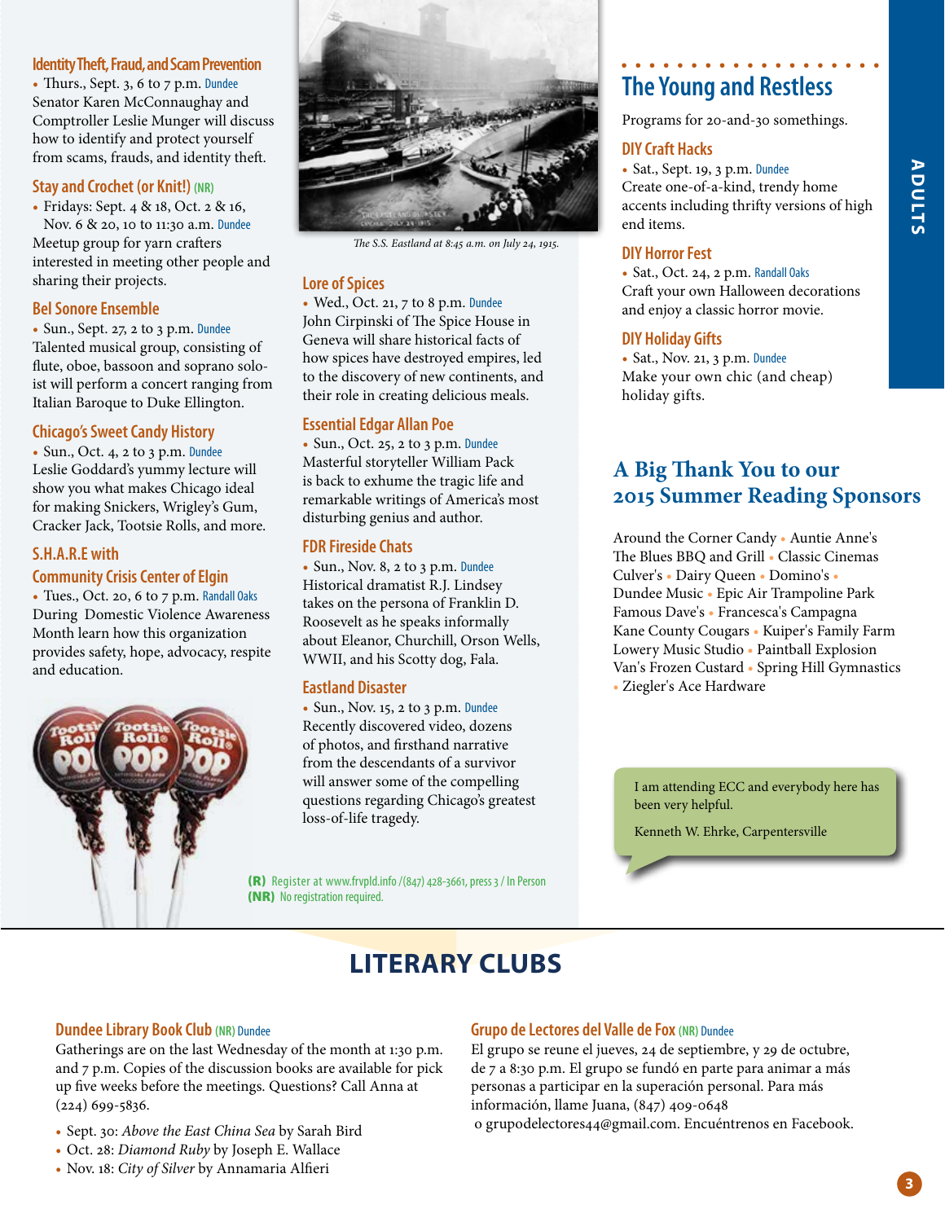### Identity Theft, Fraud, and Scam Prevention

• Thurs., Sept. 3, 6 to 7 p.m. Dundee
Senator Karen McConnaughay and Comptroller Leslie Munger will discuss how to identify and protect yourself from scams, frauds, and identity theft.

### Stay and Crochet (or Knit!) (NR)

• Fridays: Sept. 4 & 18, Oct. 2 & 16, Nov. 6 & 20, 10 to 11:30 a.m. Dundee
Meetup group for yarn crafters interested in meeting other people and sharing their projects.

### Bel Sonore Ensemble

• Sun., Sept. 27, 2 to 3 p.m. Dundee
Talented musical group, consisting of flute, oboe, bassoon and soprano soloist will perform a concert ranging from Italian Baroque to Duke Ellington.

### Chicago's Sweet Candy History

• Sun., Oct. 4, 2 to 3 p.m. Dundee
Leslie Goddard's yummy lecture will show you what makes Chicago ideal for making Snickers, Wrigley's Gum, Cracker Jack, Tootsie Rolls, and more.

### S.H.A.R.E with Community Crisis Center of Elgin

• Tues., Oct. 20, 6 to 7 p.m. Randall Oaks
During Domestic Violence Awareness Month learn how this organization provides safety, hope, advocacy, respite and education.

*The S.S. Eastland at 8:45 a.m. on July 24, 1915.*

### Lore of Spices

• Wed., Oct. 21, 7 to 8 p.m. Dundee
John Cirpinski of The Spice House in Geneva will share historical facts of how spices have destroyed empires, led to the discovery of new continents, and their role in creating delicious meals.

### Essential Edgar Allan Poe

• Sun., Oct. 25, 2 to 3 p.m. Dundee
Masterful storyteller William Pack is back to exhume the tragic life and remarkable writings of America's most disturbing genius and author.

### FDR Fireside Chats

• Sun., Nov. 8, 2 to 3 p.m. Dundee
Historical dramatist R.J. Lindsey takes on the persona of Franklin D. Roosevelt as he speaks informally about Eleanor, Churchill, Orson Wells, WWII, and his Scotty dog, Fala.

### Eastland Disaster

• Sun., Nov. 15, 2 to 3 p.m. Dundee
Recently discovered video, dozens of photos, and firsthand narrative from the descendants of a survivor will answer some of the compelling questions regarding Chicago's greatest loss-of-life tragedy.

**(R)** Register at www.frvpld.info /(847) 428-3661, press 3 / In Person
**(NR)** No registration required.

## The Young and Restless

Programs for 20-and-30 somethings.

### DIY Craft Hacks

• Sat., Sept. 19, 3 p.m. Dundee
Create one-of-a-kind, trendy home accents including thrifty versions of high end items.

### DIY Horror Fest

• Sat., Oct. 24, 2 p.m. Randall Oaks
Craft your own Halloween decorations and enjoy a classic horror movie.

### DIY Holiday Gifts

• Sat., Nov. 21, 3 p.m. Dundee
Make your own chic (and cheap) holiday gifts.

## A Big Thank You to our 2015 Summer Reading Sponsors

Around the Corner Candy • Auntie Anne's
The Blues BBQ and Grill • Classic Cinemas
Culver's • Dairy Queen • Domino's •
Dundee Music • Epic Air Trampoline Park
Famous Dave's • Francesca's Campagna
Kane County Cougars • Kuiper's Family Farm
Lowery Music Studio • Paintball Explosion
Van's Frozen Custard • Spring Hill Gymnastics
• Ziegler's Ace Hardware

I am attending ECC and everybody here has been very helpful.

Kenneth W. Ehrke, Carpentersville

# LITERARY CLUBS

### Dundee Library Book Club (NR) Dundee

Gatherings are on the last Wednesday of the month at 1:30 p.m. and 7 p.m. Copies of the discussion books are available for pick up five weeks before the meetings. Questions? Call Anna at (224) 699-5836.

- Sept. 30: *Above the East China Sea* by Sarah Bird
- Oct. 28: *Diamond Ruby* by Joseph E. Wallace
- Nov. 18: *City of Silver* by Annamaria Alfieri

### Grupo de Lectores del Valle de Fox (NR) Dundee

El grupo se reune el jueves, 24 de septiembre, y 29 de octubre, de 7 a 8:30 p.m. El grupo se fundó en parte para animar a más personas a participar en la superación personal. Para más información, llame Juana, (847) 409-0648 o grupodelectores44@gmail.com. Encuéntrenos en Facebook.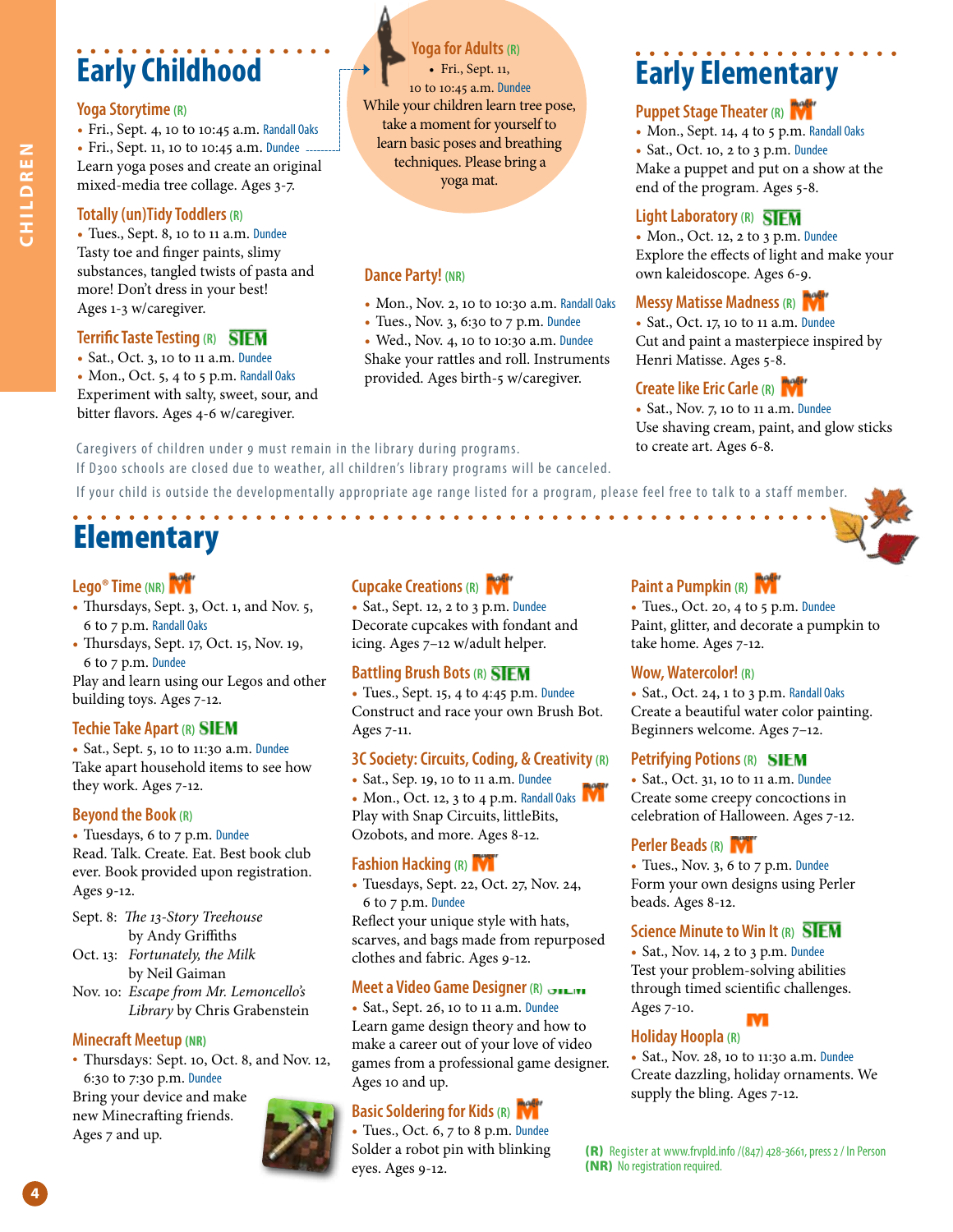# Early Childhood

### Yoga Storytime (R)

- Fri., Sept. 4, 10 to 10:45 a.m. Randall Oaks
- Fri., Sept. 11, 10 to 10:45 a.m. Dundee

Learn yoga poses and create an original mixed-media tree collage. Ages 3-7.

### Yoga for Adults (R)

- Fri., Sept. 11, 10 to 10:45 a.m. Dundee

While your children learn tree pose, take a moment for yourself to learn basic poses and breathing techniques. Please bring a yoga mat.

### Totally (un)Tidy Toddlers (R)

- Tues., Sept. 8, 10 to 11 a.m. Dundee

Tasty toe and finger paints, slimy substances, tangled twists of pasta and more! Don't dress in your best! Ages 1-3 w/caregiver.

### Terrific Taste Testing (R) STEM

- Sat., Oct. 3, 10 to 11 a.m. Dundee
- Mon., Oct. 5, 4 to 5 p.m. Randall Oaks

Experiment with salty, sweet, sour, and bitter flavors. Ages 4-6 w/caregiver.

### Dance Party! (NR)

- Mon., Nov. 2, 10 to 10:30 a.m. Randall Oaks
- Tues., Nov. 3, 6:30 to 7 p.m. Dundee
- Wed., Nov. 4, 10 to 10:30 a.m. Dundee

Shake your rattles and roll. Instruments provided. Ages birth-5 w/caregiver.

# Early Elementary

### Puppet Stage Theater (R) M

- Mon., Sept. 14, 4 to 5 p.m. Randall Oaks
- Sat., Oct. 10, 2 to 3 p.m. Dundee

Make a puppet and put on a show at the end of the program. Ages 5-8.

### Light Laboratory (R) STEM

- Mon., Oct. 12, 2 to 3 p.m. Dundee

Explore the effects of light and make your own kaleidoscope. Ages 6-9.

### Messy Matisse Madness (R) M

- Sat., Oct. 17, 10 to 11 a.m. Dundee

Cut and paint a masterpiece inspired by Henri Matisse. Ages 5-8.

### Create like Eric Carle (R) M

- Sat., Nov. 7, 10 to 11 a.m. Dundee

Use shaving cream, paint, and glow sticks to create art. Ages 6-8.

Caregivers of children under 9 must remain in the library during programs.
If D300 schools are closed due to weather, all children's library programs will be canceled.
If your child is outside the developmentally appropriate age range listed for a program, please feel free to talk to a staff member.

# Elementary

### Lego® Time (NR) M

- Thursdays, Sept. 3, Oct. 1, and Nov. 5, 6 to 7 p.m. Randall Oaks
- Thursdays, Sept. 17, Oct. 15, Nov. 19, 6 to 7 p.m. Dundee

Play and learn using our Legos and other building toys. Ages 7-12.

### Techie Take Apart (R) SIEM

- Sat., Sept. 5, 10 to 11:30 a.m. Dundee

Take apart household items to see how they work. Ages 7-12.

### Beyond the Book (R)

- Tuesdays, 6 to 7 p.m. Dundee

Read. Talk. Create. Eat. Best book club ever. Book provided upon registration. Ages 9-12.

Sept. 8: *The 13-Story Treehouse* by Andy Griffiths
Oct. 13: *Fortunately, the Milk* by Neil Gaiman
Nov. 10: *Escape from Mr. Lemoncello's Library* by Chris Grabenstein

### Minecraft Meetup (NR)

- Thursdays: Sept. 10, Oct. 8, and Nov. 12, 6:30 to 7:30 p.m. Dundee

Bring your device and make new Minecrafting friends. Ages 7 and up.

### Cupcake Creations (R) M

- Sat., Sept. 12, 2 to 3 p.m. Dundee

Decorate cupcakes with fondant and icing. Ages 7–12 w/adult helper.

### Battling Brush Bots (R) STEM

- Tues., Sept. 15, 4 to 4:45 p.m. Dundee

Construct and race your own Brush Bot. Ages 7-11.

### 3C Society: Circuits, Coding, & Creativity (R)

- Sat., Sep. 19, 10 to 11 a.m. Dundee
- Mon., Oct. 12, 3 to 4 p.m. Randall Oaks M

Play with Snap Circuits, littleBits, Ozobots, and more. Ages 8-12.

### Fashion Hacking (R) M

- Tuesdays, Sept. 22, Oct. 27, Nov. 24, 6 to 7 p.m. Dundee

Reflect your unique style with hats, scarves, and bags made from repurposed clothes and fabric. Ages 9-12.

### Meet a Video Game Designer (R) STEM

- Sat., Sept. 26, 10 to 11 a.m. Dundee

Learn game design theory and how to make a career out of your love of video games from a professional game designer. Ages 10 and up.

### Basic Soldering for Kids (R) M

- Tues., Oct. 6, 7 to 8 p.m. Dundee

Solder a robot pin with blinking eyes. Ages 9-12.

### Paint a Pumpkin (R) M

- Tues., Oct. 20, 4 to 5 p.m. Dundee

Paint, glitter, and decorate a pumpkin to take home. Ages 7-12.

### Wow, Watercolor! (R)

- Sat., Oct. 24, 1 to 3 p.m. Randall Oaks

Create a beautiful water color painting. Beginners welcome. Ages 7–12.

### Petrifying Potions (R) SIEM

- Sat., Oct. 31, 10 to 11 a.m. Dundee

Create some creepy concoctions in celebration of Halloween. Ages 7-12.

### Perler Beads (R) M

- Tues., Nov. 3, 6 to 7 p.m. Dundee

Form your own designs using Perler beads. Ages 8-12.

### Science Minute to Win It (R) STEM

- Sat., Nov. 14, 2 to 3 p.m. Dundee

Test your problem-solving abilities through timed scientific challenges. Ages 7-10.

### Holiday Hoopla (R) M

- Sat., Nov. 28, 10 to 11:30 a.m. Dundee

Create dazzling, holiday ornaments. We supply the bling. Ages 7-12.

**(R)** Register at www.frvpld.info /(847) 428-3661, press 2 / In Person
**(NR)** No registration required.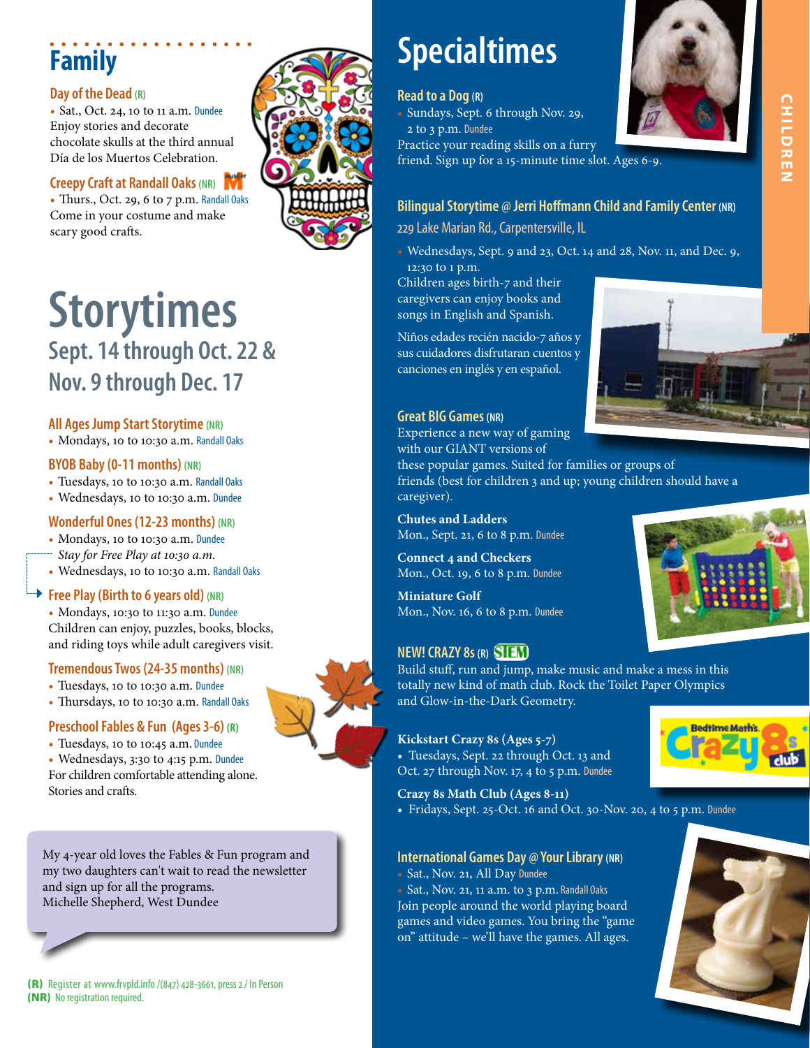# Family

### Day of the Dead (R)

- Sat., Oct. 24, 10 to 11 a.m. Dundee

Enjoy stories and decorate chocolate skulls at the third annual Día de los Muertos Celebration.

### Creepy Craft at Randall Oaks (NR)

- Thurs., Oct. 29, 6 to 7 p.m. Randall Oaks

Come in your costume and make scary good crafts.

# Storytimes

## Sept. 14 through Oct. 22 & Nov. 9 through Dec. 17

### All Ages Jump Start Storytime (NR)

- Mondays, 10 to 10:30 a.m. Randall Oaks

### BYOB Baby (0-11 months) (NR)

- Tuesdays, 10 to 10:30 a.m. Randall Oaks
- Wednesdays, 10 to 10:30 a.m. Dundee

### Wonderful Ones (12-23 months) (NR)

- Mondays, 10 to 10:30 a.m. Dundee

*Stay for Free Play at 10:30 a.m.*

- Wednesdays, 10 to 10:30 a.m. Randall Oaks

### Free Play (Birth to 6 years old) (NR)

- Mondays, 10:30 to 11:30 a.m. Dundee

Children can enjoy, puzzles, books, blocks, and riding toys while adult caregivers visit.

### Tremendous Twos (24-35 months) (NR)

- Tuesdays, 10 to 10:30 a.m. Dundee
- Thursdays, 10 to 10:30 a.m. Randall Oaks

### Preschool Fables & Fun (Ages 3-6) (R)

- Tuesdays, 10 to 10:45 a.m. Dundee
- Wednesdays, 3:30 to 4:15 p.m. Dundee

For children comfortable attending alone. Stories and crafts.

> My 4-year old loves the Fables & Fun program and my two daughters can't wait to read the newsletter and sign up for all the programs.
> Michelle Shepherd, West Dundee

**(R)** Register at www.frvpld.info /(847) 428-3661, press 2 / In Person
**(NR)** No registration required.

# Specialtimes

### Read to a Dog (R)

- Sundays, Sept. 6 through Nov. 29, 2 to 3 p.m. Dundee

Practice your reading skills on a furry friend. Sign up for a 15-minute time slot. Ages 6-9.

### Bilingual Storytime @ Jerri Hoffmann Child and Family Center (NR)

229 Lake Marian Rd., Carpentersville, IL

- Wednesdays, Sept. 9 and 23, Oct. 14 and 28, Nov. 11, and Dec. 9, 12:30 to 1 p.m.

Children ages birth-7 and their caregivers can enjoy books and songs in English and Spanish.

Niños edades recién nacido-7 años y sus cuidadores disfrutaran cuentos y canciones en inglés y en español.

### Great BIG Games (NR)

Experience a new way of gaming with our GIANT versions of these popular games. Suited for families or groups of friends (best for children 3 and up; young children should have a caregiver).

**Chutes and Ladders**
Mon., Sept. 21, 6 to 8 p.m. Dundee

**Connect 4 and Checkers**
Mon., Oct. 19, 6 to 8 p.m. Dundee

**Miniature Golf**
Mon., Nov. 16, 6 to 8 p.m. Dundee

### NEW! CRAZY 8s (R) STEM

Build stuff, run and jump, make music and make a mess in this totally new kind of math club. Rock the Toilet Paper Olympics and Glow-in-the-Dark Geometry.

**Kickstart Crazy 8s (Ages 5-7)**

- Tuesdays, Sept. 22 through Oct. 13 and Oct. 27 through Nov. 17, 4 to 5 p.m. Dundee

**Crazy 8s Math Club (Ages 8-11)**

- Fridays, Sept. 25-Oct. 16 and Oct. 30-Nov. 20, 4 to 5 p.m. Dundee

### International Games Day @ Your Library (NR)

- Sat., Nov. 21, All Day Dundee
- Sat., Nov. 21, 11 a.m. to 3 p.m. Randall Oaks

Join people around the world playing board games and video games. You bring the "game on" attitude – we'll have the games. All ages.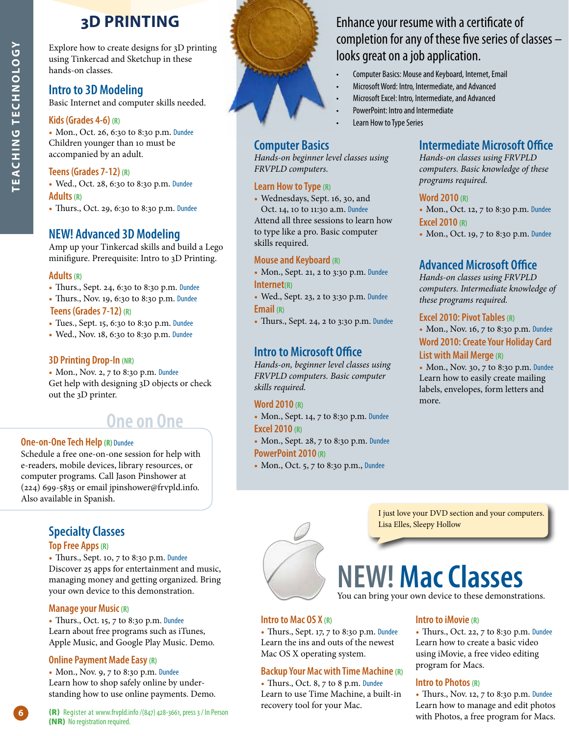# 3D PRINTING

Explore how to create designs for 3D printing using Tinkercad and Sketchup in these hands-on classes.

## Intro to 3D Modeling

Basic Internet and computer skills needed.

### Kids (Grades 4-6) (R)

- Mon., Oct. 26, 6:30 to 8:30 p.m. Dundee

Children younger than 10 must be accompanied by an adult.

### Teens (Grades 7-12) (R)

- Wed., Oct. 28, 6:30 to 8:30 p.m. Dundee

### Adults (R)

- Thurs., Oct. 29, 6:30 to 8:30 p.m. Dundee

## NEW! Advanced 3D Modeling

Amp up your Tinkercad skills and build a Lego minifigure. Prerequisite: Intro to 3D Printing.

### Adults (R)

- Thurs., Sept. 24, 6:30 to 8:30 p.m. Dundee
- Thurs., Nov. 19, 6:30 to 8:30 p.m. Dundee

### Teens (Grades 7-12) (R)

- Tues., Sept. 15, 6:30 to 8:30 p.m. Dundee
- Wed., Nov. 18, 6:30 to 8:30 p.m. Dundee

### 3D Printing Drop-In (NR)

- Mon., Nov. 2, 7 to 8:30 p.m. Dundee

Get help with designing 3D objects or check out the 3D printer.

## One on One

### One-on-One Tech Help (R) Dundee

Schedule a free one-on-one session for help with e-readers, mobile devices, library resources, or computer programs. Call Jason Pinshower at (224) 699-5835 or email jpinshower@frvpld.info. Also available in Spanish.

## Specialty Classes

### Top Free Apps (R)

- Thurs., Sept. 10, 7 to 8:30 p.m. Dundee

Discover 25 apps for entertainment and music, managing money and getting organized. Bring your own device to this demonstration.

### Manage your Music (R)

- Thurs., Oct. 15, 7 to 8:30 p.m. Dundee

Learn about free programs such as iTunes, Apple Music, and Google Play Music. Demo.

### Online Payment Made Easy (R)

- Mon., Nov. 9, 7 to 8:30 p.m. Dundee

Learn how to shop safely online by understanding how to use online payments. Demo.

Enhance your resume with a certificate of completion for any of these five series of classes – looks great on a job application.

- Computer Basics: Mouse and Keyboard, Internet, Email
- Microsoft Word: Intro, Intermediate, and Advanced
- Microsoft Excel: Intro, Intermediate, and Advanced
- PowerPoint: Intro and Intermediate
- Learn How to Type Series

## Computer Basics

*Hands-on beginner level classes using FRVPLD computers.*

### Learn How to Type (R)

- Wednesdays, Sept. 16, 30, and Oct. 14, 10 to 11:30 a.m. Dundee

Attend all three sessions to learn how to type like a pro. Basic computer skills required.

### Mouse and Keyboard (R)

- Mon., Sept. 21, 2 to 3:30 p.m. Dundee

### Internet (R)

- Wed., Sept. 23, 2 to 3:30 p.m. Dundee

### Email (R)

- Thurs., Sept. 24, 2 to 3:30 p.m. Dundee

## Intro to Microsoft Office

*Hands-on, beginner level classes using FRVPLD computers. Basic computer skills required.*

### Word 2010 (R)

- Mon., Sept. 14, 7 to 8:30 p.m. Dundee

### Excel 2010 (R)

- Mon., Sept. 28, 7 to 8:30 p.m. Dundee

### PowerPoint 2010 (R)

- Mon., Oct. 5, 7 to 8:30 p.m., Dundee

## Intermediate Microsoft Office

*Hands-on classes using FRVPLD computers. Basic knowledge of these programs required.*

### Word 2010 (R)

- Mon., Oct. 12, 7 to 8:30 p.m. Dundee

### Excel 2010 (R)

- Mon., Oct. 19, 7 to 8:30 p.m. Dundee

## Advanced Microsoft Office

*Hands-on classes using FRVPLD computers. Intermediate knowledge of these programs required.*

### Excel 2010: Pivot Tables (R)

- Mon., Nov. 16, 7 to 8:30 p.m. Dundee

### Word 2010: Create Your Holiday Card List with Mail Merge (R)

- Mon., Nov. 30, 7 to 8:30 p.m. Dundee

Learn how to easily create mailing labels, envelopes, form letters and more.

> I just love your DVD section and your computers.
> Lisa Elles, Sleepy Hollow

## NEW! Mac Classes

You can bring your own device to these demonstrations.

### Intro to Mac OS X (R)

- Thurs., Sept. 17, 7 to 8:30 p.m. Dundee

Learn the ins and outs of the newest Mac OS X operating system.

### Backup Your Mac with Time Machine (R)

- Thurs., Oct. 8, 7 to 8 p.m. Dundee

Learn to use Time Machine, a built-in recovery tool for your Mac.

### Intro to iMovie (R)

- Thurs., Oct. 22, 7 to 8:30 p.m. Dundee

Learn how to create a basic video using iMovie, a free video editing program for Macs.

### Intro to Photos (R)

- Thurs., Nov. 12, 7 to 8:30 p.m. Dundee

Learn how to manage and edit photos with Photos, a free program for Macs.

**(R)** Register at www.frvpld.info /(847) 428-3661, press 3 / In Person
**(NR)** No registration required.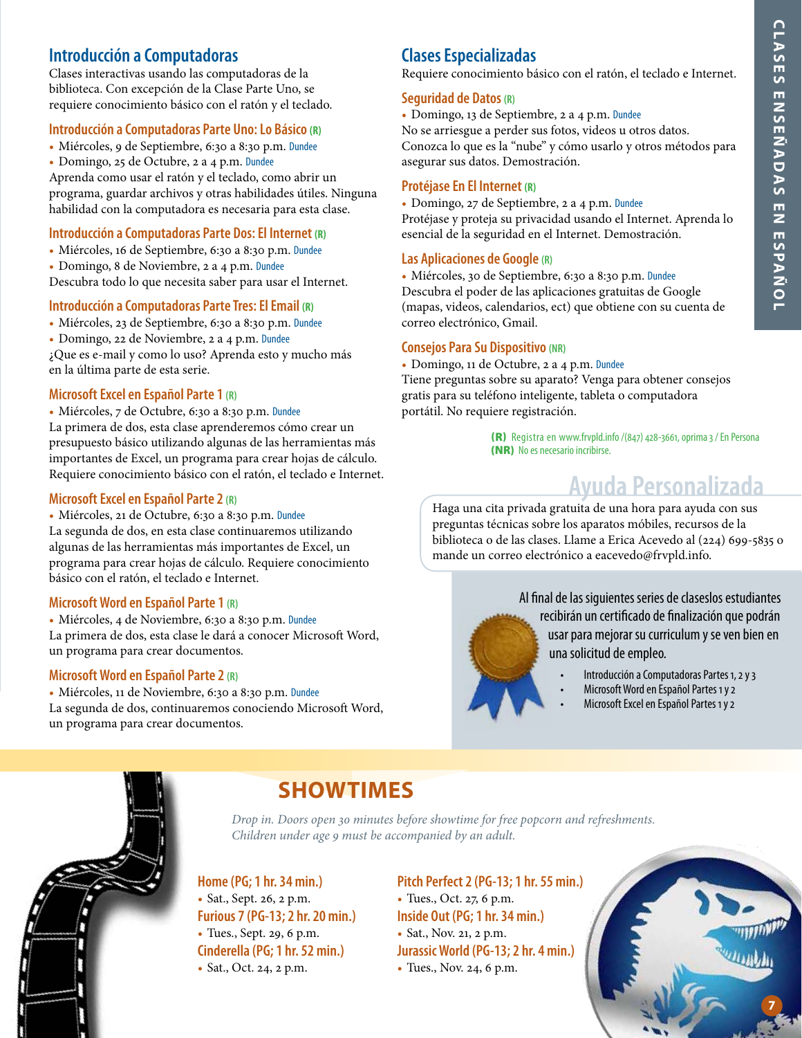# CLASES ENSEÑADAS EN ESPAÑOL

## Introducción a Computadoras

Clases interactivas usando las computadoras de la biblioteca. Con excepción de la Clase Parte Uno, se requiere conocimiento básico con el ratón y el teclado.

### Introducción a Computadoras Parte Uno: Lo Básico (R)

- Miércoles, 9 de Septiembre, 6:30 a 8:30 p.m. Dundee
- Domingo, 25 de Octubre, 2 a 4 p.m. Dundee

Aprenda como usar el ratón y el teclado, como abrir un programa, guardar archivos y otras habilidades útiles. Ninguna habilidad con la computadora es necesaria para esta clase.

### Introducción a Computadoras Parte Dos: El Internet (R)

- Miércoles, 16 de Septiembre, 6:30 a 8:30 p.m. Dundee
- Domingo, 8 de Noviembre, 2 a 4 p.m. Dundee

Descubra todo lo que necesita saber para usar el Internet.

### Introducción a Computadoras Parte Tres: El Email (R)

- Miércoles, 23 de Septiembre, 6:30 a 8:30 p.m. Dundee
- Domingo, 22 de Noviembre, 2 a 4 p.m. Dundee

¿Que es e-mail y como lo uso? Aprenda esto y mucho más en la última parte de esta serie.

### Microsoft Excel en Español Parte 1 (R)

- Miércoles, 7 de Octubre, 6:30 a 8:30 p.m. Dundee

La primera de dos, esta clase aprenderemos cómo crear un presupuesto básico utilizando algunas de las herramientas más importantes de Excel, un programa para crear hojas de cálculo. Requiere conocimiento básico con el ratón, el teclado e Internet.

### Microsoft Excel en Español Parte 2 (R)

- Miércoles, 21 de Octubre, 6:30 a 8:30 p.m. Dundee

La segunda de dos, en esta clase continuaremos utilizando algunas de las herramientas más importantes de Excel, un programa para crear hojas de cálculo. Requiere conocimiento básico con el ratón, el teclado e Internet.

### Microsoft Word en Español Parte 1 (R)

- Miércoles, 4 de Noviembre, 6:30 a 8:30 p.m. Dundee

La primera de dos, esta clase le dará a conocer Microsoft Word, un programa para crear documentos.

### Microsoft Word en Español Parte 2 (R)

- Miércoles, 11 de Noviembre, 6:30 a 8:30 p.m. Dundee

La segunda de dos, continuaremos conociendo Microsoft Word, un programa para crear documentos.

## Clases Especializadas

Requiere conocimiento básico con el ratón, el teclado e Internet.

### Seguridad de Datos (R)

- Domingo, 13 de Septiembre, 2 a 4 p.m. Dundee

No se arriesgue a perder sus fotos, videos u otros datos. Conozca lo que es la "nube" y cómo usarlo y otros métodos para asegurar sus datos. Demostración.

### Protéjase En El Internet (R)

- Domingo, 27 de Septiembre, 2 a 4 p.m. Dundee

Protéjase y proteja su privacidad usando el Internet. Aprenda lo esencial de la seguridad en el Internet. Demostración.

### Las Aplicaciones de Google (R)

- Miércoles, 30 de Septiembre, 6:30 a 8:30 p.m. Dundee

Descubra el poder de las aplicaciones gratuitas de Google (mapas, videos, calendarios, ect) que obtiene con su cuenta de correo electrónico, Gmail.

### Consejos Para Su Dispositivo (NR)

- Domingo, 11 de Octubre, 2 a 4 p.m. Dundee

Tiene preguntas sobre su aparato? Venga para obtener consejos gratis para su teléfono inteligente, tableta o computadora portátil. No requiere registración.

**(R)** Registra en www.frvpld.info /(847) 428-3661, oprima 3 / En Persona
**(NR)** No es necesario incribirse.

## Ayuda Personalizada

Haga una cita privada gratuita de una hora para ayuda con sus preguntas técnicas sobre los aparatos móbiles, recursos de la biblioteca o de las clases. Llame a Erica Acevedo al (224) 699-5835 o mande un correo electrónico a eacevedo@frvpld.info.

Al final de las siguientes series de claseslos estudiantes recibirán un certificado de finalización que podrán usar para mejorar su curriculum y se ven bien en una solicitud de empleo.

- Introducción a Computadoras Partes 1, 2 y 3
- Microsoft Word en Español Partes 1 y 2
- Microsoft Excel en Español Partes 1 y 2

## SHOWTIMES

*Drop in. Doors open 30 minutes before showtime for free popcorn and refreshments. Children under age 9 must be accompanied by an adult.*

**Home (PG; 1 hr. 34 min.)**
- Sat., Sept. 26, 2 p.m.

**Furious 7 (PG-13; 2 hr. 20 min.)**
- Tues., Sept. 29, 6 p.m.

**Cinderella (PG; 1 hr. 52 min.)**
- Sat., Oct. 24, 2 p.m.

**Pitch Perfect 2 (PG-13; 1 hr. 55 min.)**
- Tues., Oct. 27, 6 p.m.

**Inside Out (PG; 1 hr. 34 min.)**
- Sat., Nov. 21, 2 p.m.

**Jurassic World (PG-13; 2 hr. 4 min.)**
- Tues., Nov. 24, 6 p.m.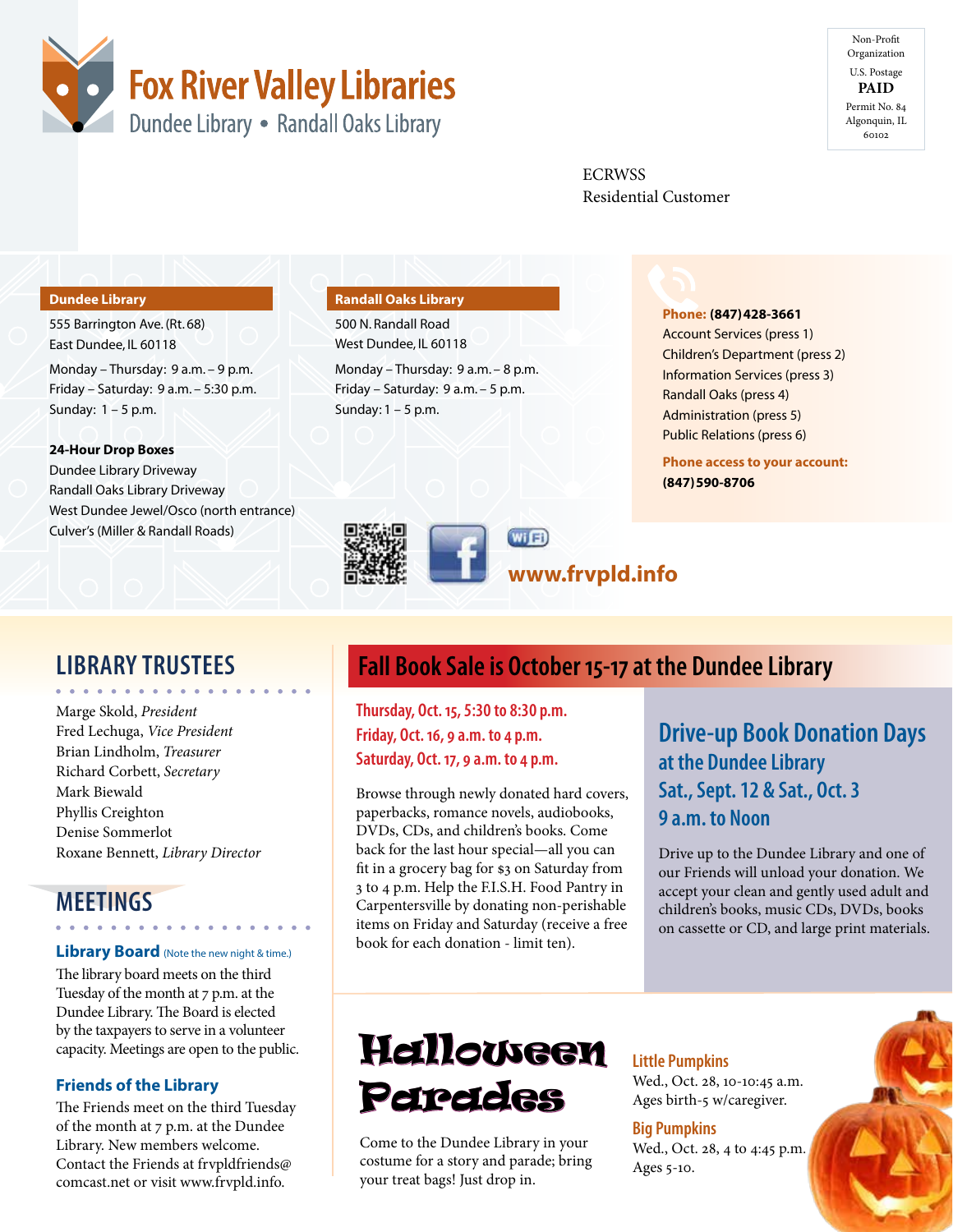# Fox River Valley Libraries

Dundee Library • Randall Oaks Library

Non-Profit Organization
U.S. Postage
**PAID**
Permit No. 84
Algonquin, IL
60102

ECRWSS
Residential Customer

**Dundee Library**

555 Barrington Ave. (Rt. 68)
East Dundee, IL 60118

Monday – Thursday: 9 a.m. – 9 p.m.
Friday – Saturday: 9 a.m. – 5:30 p.m.
Sunday: 1 – 5 p.m.

**24-Hour Drop Boxes**

Dundee Library Driveway
Randall Oaks Library Driveway
West Dundee Jewel/Osco (north entrance)
Culver's (Miller & Randall Roads)

**Randall Oaks Library**

500 N. Randall Road
West Dundee, IL 60118

Monday – Thursday: 9 a.m. – 8 p.m.
Friday – Saturday: 9 a.m. – 5 p.m.
Sunday: 1 – 5 p.m.

**Phone: (847) 428-3661**

Account Services (press 1)
Children's Department (press 2)
Information Services (press 3)
Randall Oaks (press 4)
Administration (press 5)
Public Relations (press 6)

**Phone access to your account:**
**(847) 590-8706**

**www.frvpld.info**

## LIBRARY TRUSTEES

Marge Skold, *President*
Fred Lechuga, *Vice President*
Brian Lindholm, *Treasurer*
Richard Corbett, *Secretary*
Mark Biewald
Phyllis Creighton
Denise Sommerlot
Roxane Bennett, *Library Director*

## MEETINGS

### Library Board (Note the new night & time.)

The library board meets on the third Tuesday of the month at 7 p.m. at the Dundee Library. The Board is elected by the taxpayers to serve in a volunteer capacity. Meetings are open to the public.

### Friends of the Library

The Friends meet on the third Tuesday of the month at 7 p.m. at the Dundee Library. New members welcome. Contact the Friends at frvpldfriends@comcast.net or visit www.frvpld.info.

## Fall Book Sale is October 15-17 at the Dundee Library

**Thursday, Oct. 15, 5:30 to 8:30 p.m.**
**Friday, Oct. 16, 9 a.m. to 4 p.m.**
**Saturday, Oct. 17, 9 a.m. to 4 p.m.**

Browse through newly donated hard covers, paperbacks, romance novels, audiobooks, DVDs, CDs, and children's books. Come back for the last hour special—all you can fit in a grocery bag for $3 on Saturday from 3 to 4 p.m. Help the F.I.S.H. Food Pantry in Carpentersville by donating non-perishable items on Friday and Saturday (receive a free book for each donation - limit ten).

## Drive-up Book Donation Days

### at the Dundee Library
### Sat., Sept. 12 & Sat., Oct. 3
### 9 a.m. to Noon

Drive up to the Dundee Library and one of our Friends will unload your donation. We accept your clean and gently used adult and children's books, music CDs, DVDs, books on cassette or CD, and large print materials.

## Halloween Parades

Come to the Dundee Library in your costume for a story and parade; bring your treat bags! Just drop in.

### Little Pumpkins

Wed., Oct. 28, 10-10:45 a.m.
Ages birth-5 w/caregiver.

### Big Pumpkins

Wed., Oct. 28, 4 to 4:45 p.m.
Ages 5-10.